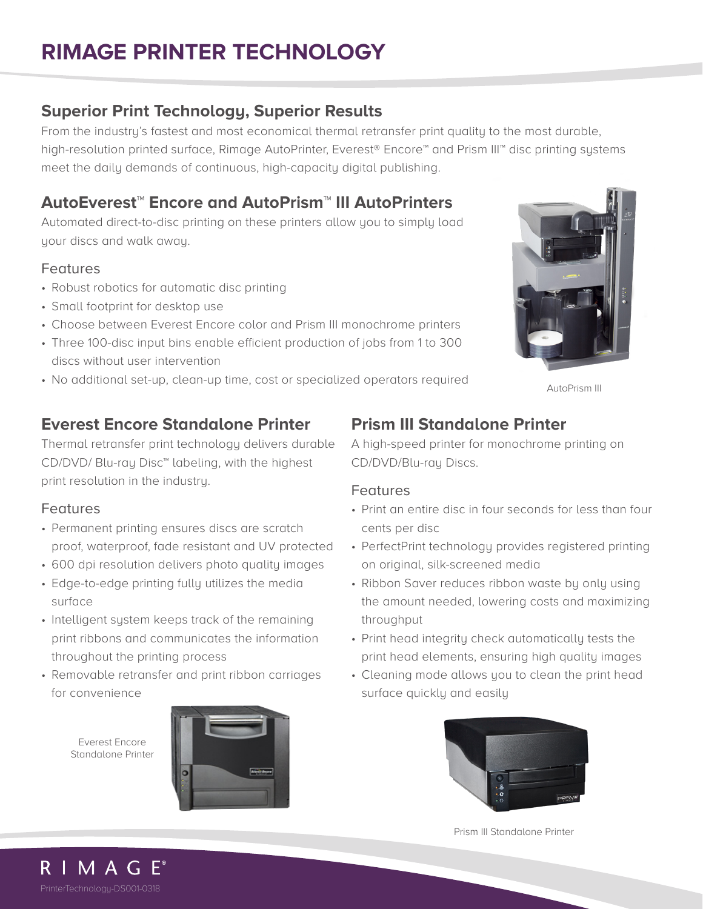# RIMAGE PRINTER TECHNOLOGY

## Superior Print Technology, Superior Results

From the industry's fastest and most economical thermal retransfer print quality to the most durable, high-resolution printed surface, Rimage AutoPrinter, Everest® Encore™ and Prism III™ disc printing systems meet the daily demands of continuous, high-capacity digital publishing.

## AutoEverest™ Encore and AutoPrism™ III AutoPrinters

Automated direct-to-disc printing on these printers allow you to simply load your discs and walk away.

### Features

- Robust robotics for automatic disc printing
- Small footprint for desktop use
- Choose between Everest Encore color and Prism III monochrome printers
- Three 100-disc input bins enable efficient production of jobs from 1 to 300 discs without user intervention
- No additional set-up, clean-up time, cost or specialized operators required

AutoPrism III

## Everest Encore Standalone Printer

Thermal retransfer print technology delivers durable CD/DVD/ Blu-ray Disc™ labeling, with the highest print resolution in the industry.

### Features

- Permanent printing ensures discs are scratch proof, waterproof, fade resistant and UV protected
- 600 dpi resolution delivers photo quality images
- Edge-to-edge printing fully utilizes the media surface
- Intelligent system keeps track of the remaining print ribbons and communicates the information throughout the printing process
- Removable retransfer and print ribbon carriages for convenience

Everest Encore Standalone Printer

## Prism III Standalone Printer

A high-speed printer for monochrome printing on CD/DVD/Blu-ray Discs.

### Features

- Print an entire disc in four seconds for less than four cents per disc
- PerfectPrint technology provides registered printing on original, silk-screened media
- Ribbon Saver reduces ribbon waste by only using the amount needed, lowering costs and maximizing throughput
- Print head integrity check automatically tests the print head elements, ensuring high quality images
- Cleaning mode allows you to clean the print head surface quickly and easily

Prism III Standalone Printer

RIMAGE®

PrinterTechnology-DS001-0318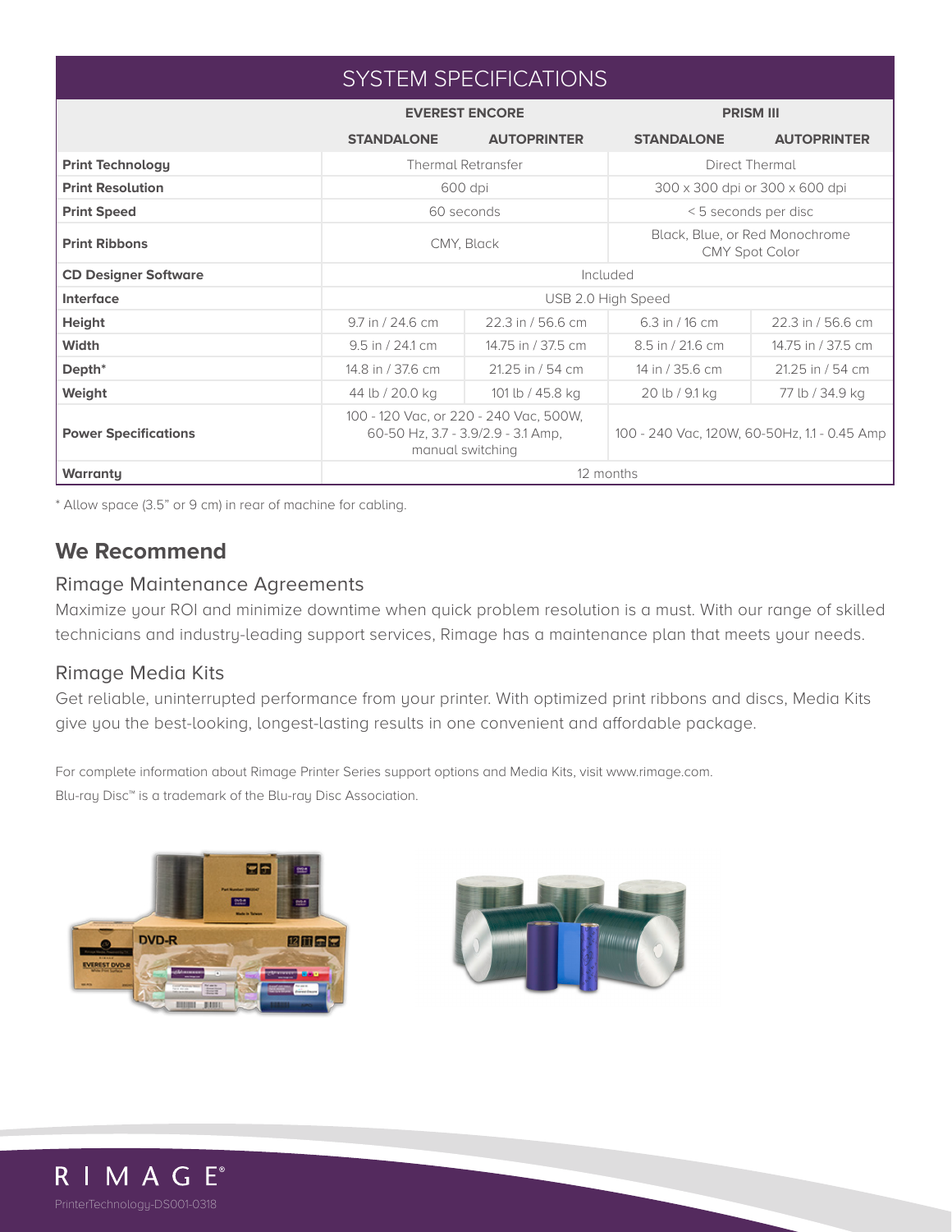## SYSTEM SPECIFICATIONS

| | EVEREST ENCORE | | PRISM III | |
|---|---|---|---|---|
| | **STANDALONE** | **AUTOPRINTER** | **STANDALONE** | **AUTOPRINTER** |
| **Print Technology** | Thermal Retransfer | | Direct Thermal | |
| **Print Resolution** | 600 dpi | | 300 x 300 dpi or 300 x 600 dpi | |
| **Print Speed** | 60 seconds | | < 5 seconds per disc | |
| **Print Ribbons** | CMY, Black | | Black, Blue, or Red Monochrome CMY Spot Color | |
| **CD Designer Software** | Included | | | |
| **Interface** | USB 2.0 High Speed | | | |
| **Height** | 9.7 in / 24.6 cm | 22.3 in / 56.6 cm | 6.3 in / 16 cm | 22.3 in / 56.6 cm |
| **Width** | 9.5 in / 24.1 cm | 14.75 in / 37.5 cm | 8.5 in / 21.6 cm | 14.75 in / 37.5 cm |
| **Depth*** | 14.8 in / 37.6 cm | 21.25 in / 54 cm | 14 in / 35.6 cm | 21.25 in / 54 cm |
| **Weight** | 44 lb / 20.0 kg | 101 lb / 45.8 kg | 20 lb / 9.1 kg | 77 lb / 34.9 kg |
| **Power Specifications** | 100 - 120 Vac, or 220 - 240 Vac, 500W, 60-50 Hz, 3.7 - 3.9/2.9 - 3.1 Amp, manual switching | | 100 - 240 Vac, 120W, 60-50Hz, 1.1 - 0.45 Amp | |
| **Warranty** | 12 months | | | |

* Allow space (3.5" or 9 cm) in rear of machine for cabling.

## We Recommend

### Rimage Maintenance Agreements

Maximize your ROI and minimize downtime when quick problem resolution is a must. With our range of skilled technicians and industry-leading support services, Rimage has a maintenance plan that meets your needs.

### Rimage Media Kits

Get reliable, uninterrupted performance from your printer. With optimized print ribbons and discs, Media Kits give you the best-looking, longest-lasting results in one convenient and affordable package.

For complete information about Rimage Printer Series support options and Media Kits, visit www.rimage.com.

Blu-ray Disc™ is a trademark of the Blu-ray Disc Association.

RIMAGE®

PrinterTechnology-DS001-0318